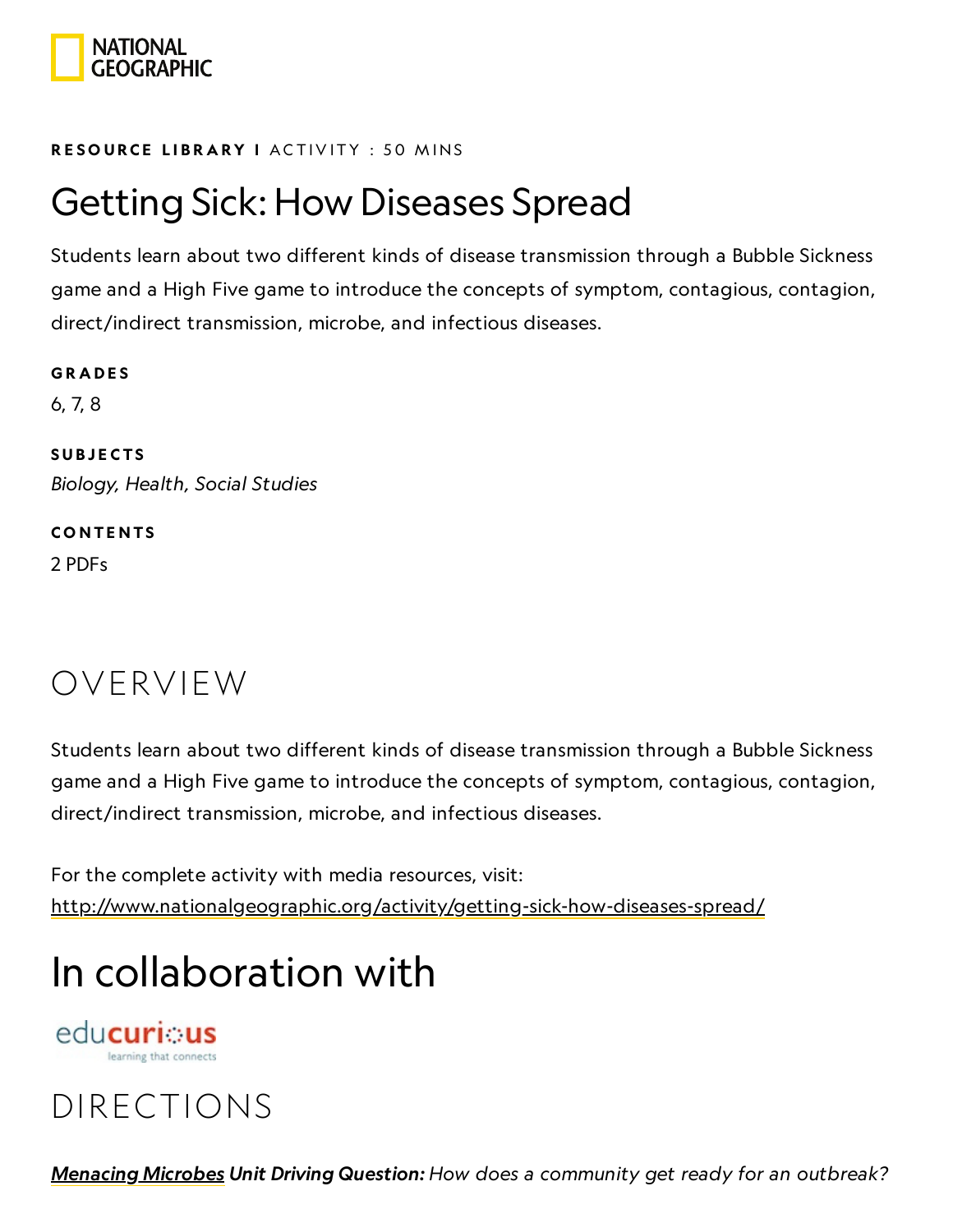NATIONAL GEOGRAPHIC

**RESOURCE LIBRARY** I ACTIVITY : 50 MINS

# Getting Sick: How Diseases Spread

Students learn about two different kinds of disease transmission through a Bubble Sickness game and a High Five game to introduce the concepts of symptom, contagious, contagion, direct/indirect transmission, microbe, and infectious diseases.

**GRADES**

6, 7, 8

**SUBJECTS**

*Biology, Health, Social Studies*

**CONTENTS**

2 PDFs

## OVERVIEW

Students learn about two different kinds of disease transmission through a Bubble Sickness game and a High Five game to introduce the concepts of symptom, contagious, contagion, direct/indirect transmission, microbe, and infectious diseases.

For the complete activity with media resources, visit:
http://www.nationalgeographic.org/activity/getting-sick-how-diseases-spread/

# In collaboration with

educurious
learning that connects

## DIRECTIONS

***Menacing Microbes* Unit Driving Question:** *How does a community get ready for an outbreak?*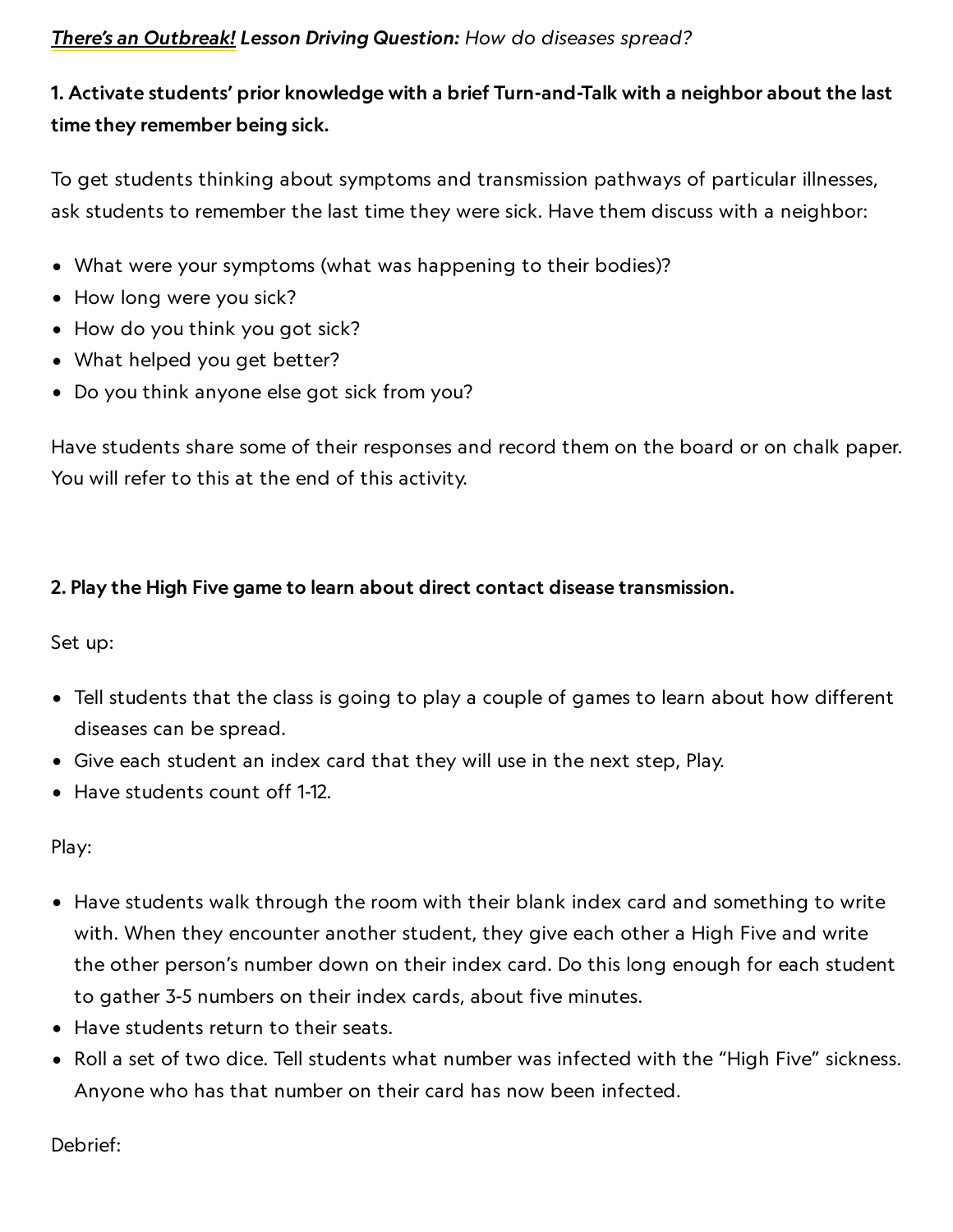***There's an Outbreak!* Lesson Driving Question:** *How do diseases spread?*

**1. Activate students' prior knowledge with a brief Turn-and-Talk with a neighbor about the last time they remember being sick.**

To get students thinking about symptoms and transmission pathways of particular illnesses, ask students to remember the last time they were sick. Have them discuss with a neighbor:

- What were your symptoms (what was happening to their bodies)?
- How long were you sick?
- How do you think you got sick?
- What helped you get better?
- Do you think anyone else got sick from you?

Have students share some of their responses and record them on the board or on chalk paper. You will refer to this at the end of this activity.

**2. Play the High Five game to learn about direct contact disease transmission.**

Set up:

- Tell students that the class is going to play a couple of games to learn about how different diseases can be spread.
- Give each student an index card that they will use in the next step, Play.
- Have students count off 1-12.

Play:

- Have students walk through the room with their blank index card and something to write with. When they encounter another student, they give each other a High Five and write the other person's number down on their index card. Do this long enough for each student to gather 3-5 numbers on their index cards, about five minutes.
- Have students return to their seats.
- Roll a set of two dice. Tell students what number was infected with the "High Five" sickness. Anyone who has that number on their card has now been infected.

Debrief: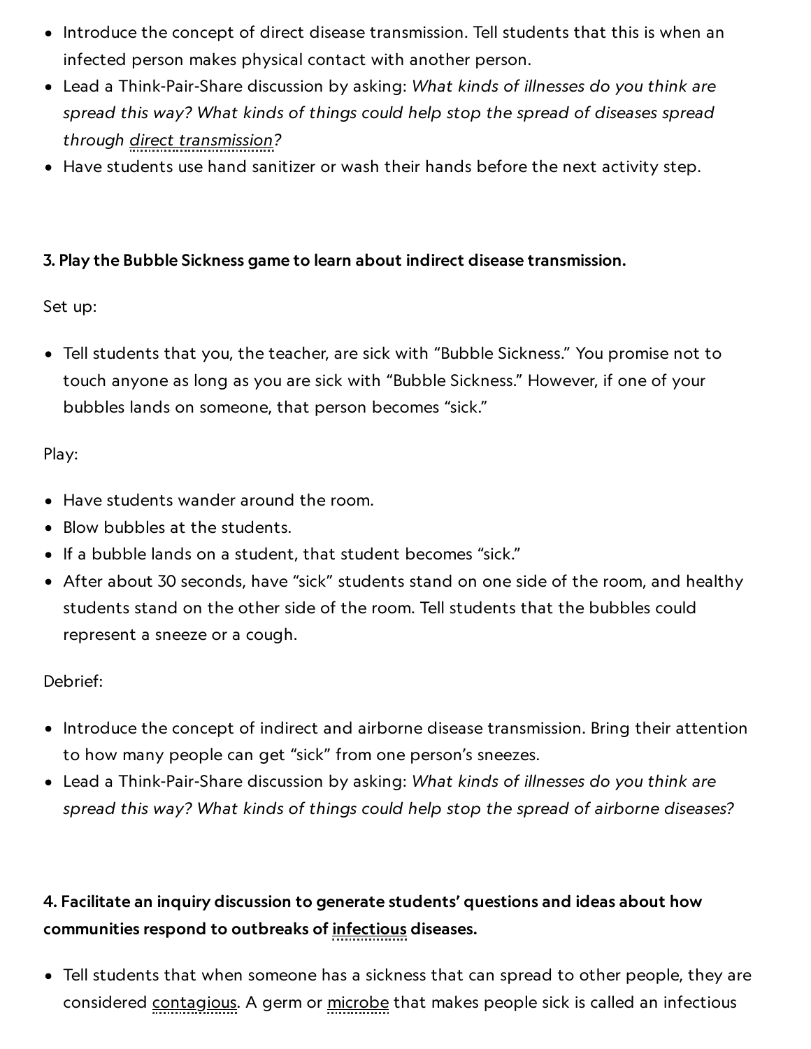- Introduce the concept of direct disease transmission. Tell students that this is when an infected person makes physical contact with another person.
- Lead a Think-Pair-Share discussion by asking: *What kinds of illnesses do you think are spread this way? What kinds of things could help stop the spread of diseases spread through direct transmission?*
- Have students use hand sanitizer or wash their hands before the next activity step.

**3. Play the Bubble Sickness game to learn about indirect disease transmission.**

Set up:

- Tell students that you, the teacher, are sick with "Bubble Sickness." You promise not to touch anyone as long as you are sick with "Bubble Sickness." However, if one of your bubbles lands on someone, that person becomes "sick."

Play:

- Have students wander around the room.
- Blow bubbles at the students.
- If a bubble lands on a student, that student becomes "sick."
- After about 30 seconds, have "sick" students stand on one side of the room, and healthy students stand on the other side of the room. Tell students that the bubbles could represent a sneeze or a cough.

Debrief:

- Introduce the concept of indirect and airborne disease transmission. Bring their attention to how many people can get "sick" from one person's sneezes.
- Lead a Think-Pair-Share discussion by asking: *What kinds of illnesses do you think are spread this way? What kinds of things could help stop the spread of airborne diseases?*

**4. Facilitate an inquiry discussion to generate students' questions and ideas about how communities respond to outbreaks of infectious diseases.**

- Tell students that when someone has a sickness that can spread to other people, they are considered contagious. A germ or microbe that makes people sick is called an infectious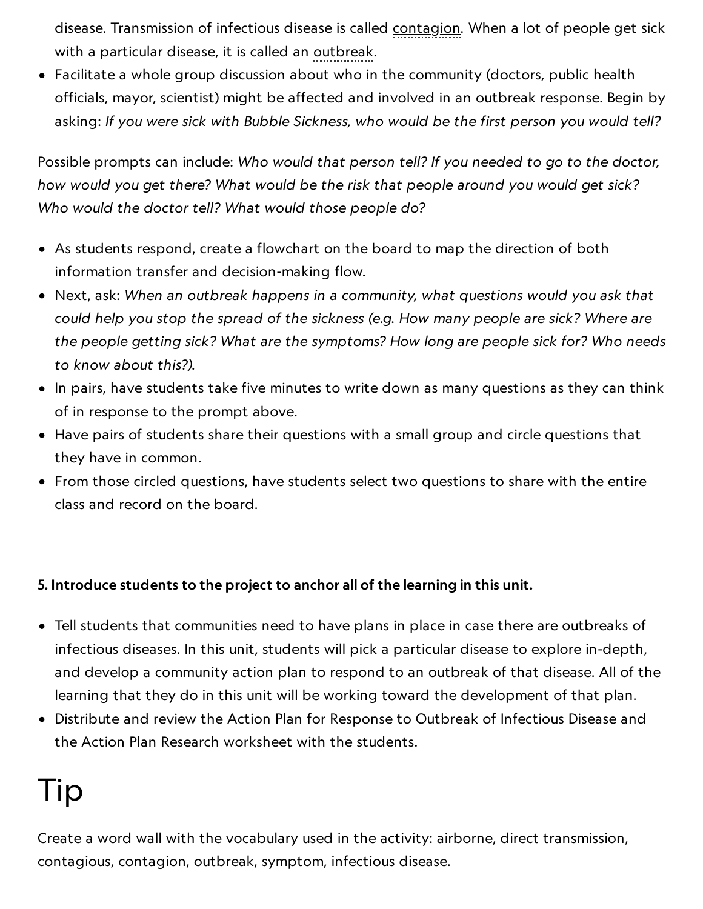disease. Transmission of infectious disease is called contagion. When a lot of people get sick with a particular disease, it is called an outbreak.

- Facilitate a whole group discussion about who in the community (doctors, public health officials, mayor, scientist) might be affected and involved in an outbreak response. Begin by asking: *If you were sick with Bubble Sickness, who would be the first person you would tell?*

Possible prompts can include: *Who would that person tell? If you needed to go to the doctor, how would you get there? What would be the risk that people around you would get sick? Who would the doctor tell? What would those people do?*

- As students respond, create a flowchart on the board to map the direction of both information transfer and decision-making flow.
- Next, ask: *When an outbreak happens in a community, what questions would you ask that could help you stop the spread of the sickness (e.g. How many people are sick? Where are the people getting sick? What are the symptoms? How long are people sick for? Who needs to know about this?).*
- In pairs, have students take five minutes to write down as many questions as they can think of in response to the prompt above.
- Have pairs of students share their questions with a small group and circle questions that they have in common.
- From those circled questions, have students select two questions to share with the entire class and record on the board.

**5. Introduce students to the project to anchor all of the learning in this unit.**

- Tell students that communities need to have plans in place in case there are outbreaks of infectious diseases. In this unit, students will pick a particular disease to explore in-depth, and develop a community action plan to respond to an outbreak of that disease. All of the learning that they do in this unit will be working toward the development of that plan.
- Distribute and review the Action Plan for Response to Outbreak of Infectious Disease and the Action Plan Research worksheet with the students.

# Tip

Create a word wall with the vocabulary used in the activity: airborne, direct transmission, contagious, contagion, outbreak, symptom, infectious disease.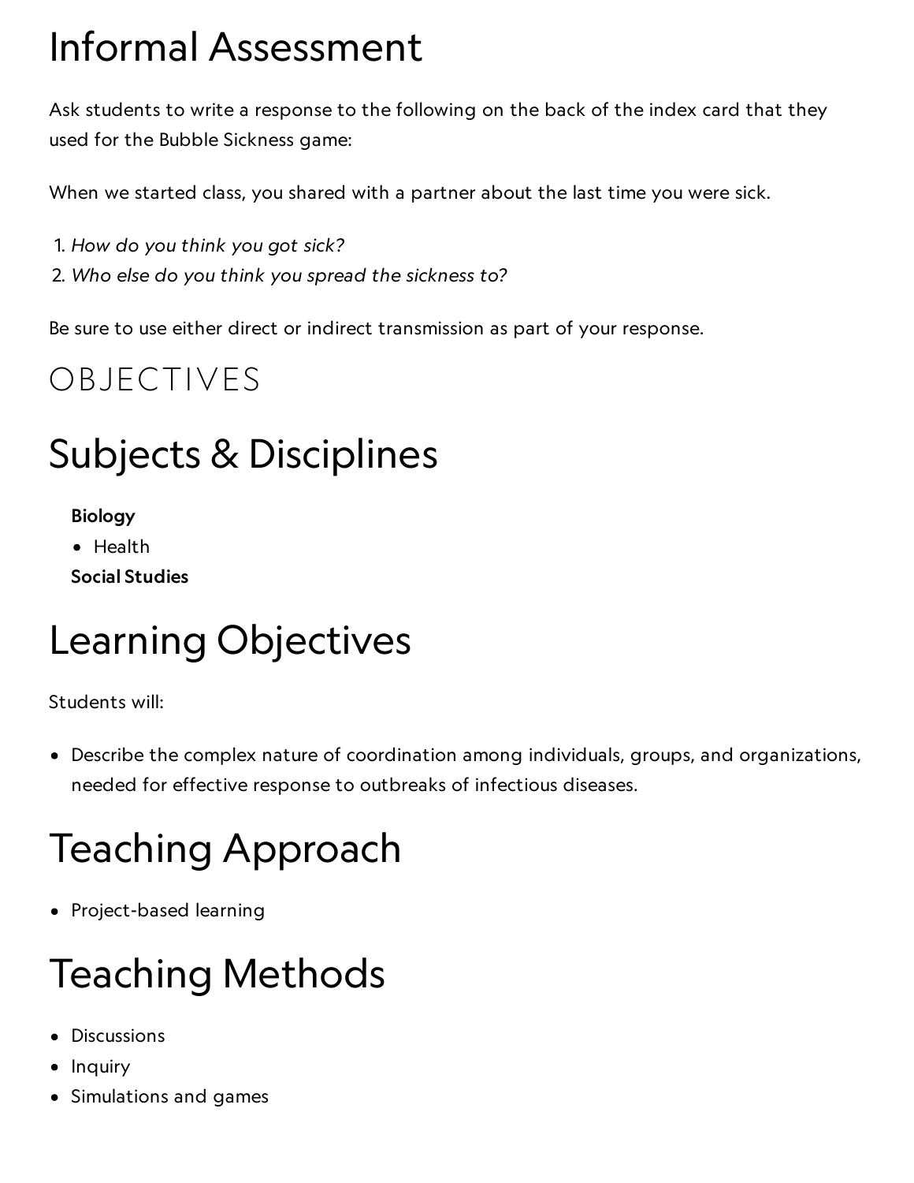# Informal Assessment

Ask students to write a response to the following on the back of the index card that they used for the Bubble Sickness game:

When we started class, you shared with a partner about the last time you were sick.

1. *How do you think you got sick?*
2. *Who else do you think you spread the sickness to?*

Be sure to use either direct or indirect transmission as part of your response.

## OBJECTIVES

# Subjects & Disciplines

**Biology**
- Health

**Social Studies**

# Learning Objectives

Students will:

- Describe the complex nature of coordination among individuals, groups, and organizations, needed for effective response to outbreaks of infectious diseases.

# Teaching Approach

- Project-based learning

# Teaching Methods

- Discussions
- Inquiry
- Simulations and games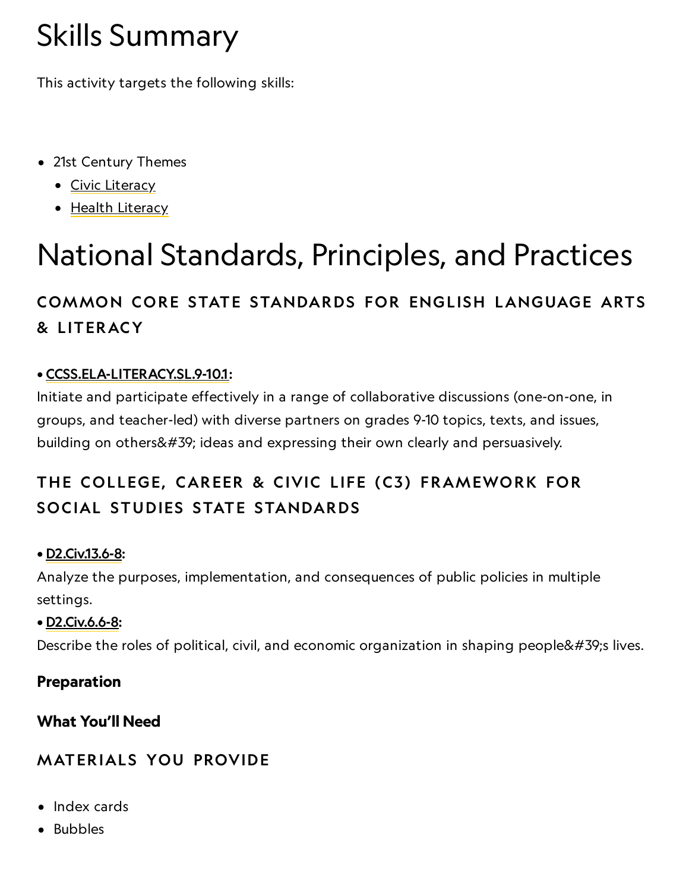# Skills Summary

This activity targets the following skills:

- 21st Century Themes
  - Civic Literacy
  - Health Literacy

# National Standards, Principles, and Practices

### COMMON CORE STATE STANDARDS FOR ENGLISH LANGUAGE ARTS & LITERACY

• **CCSS.ELA-LITERACY.SL.9-10.1:**
Initiate and participate effectively in a range of collaborative discussions (one-on-one, in groups, and teacher-led) with diverse partners on grades 9-10 topics, texts, and issues, building on others&#39; ideas and expressing their own clearly and persuasively.

### THE COLLEGE, CAREER & CIVIC LIFE (C3) FRAMEWORK FOR SOCIAL STUDIES STATE STANDARDS

• **D2.Civ.13.6-8:**
Analyze the purposes, implementation, and consequences of public policies in multiple settings.
• **D2.Civ.6.6-8:**
Describe the roles of political, civil, and economic organization in shaping people&#39;s lives.

**Preparation**

**What You'll Need**

### MATERIALS YOU PROVIDE

- Index cards
- Bubbles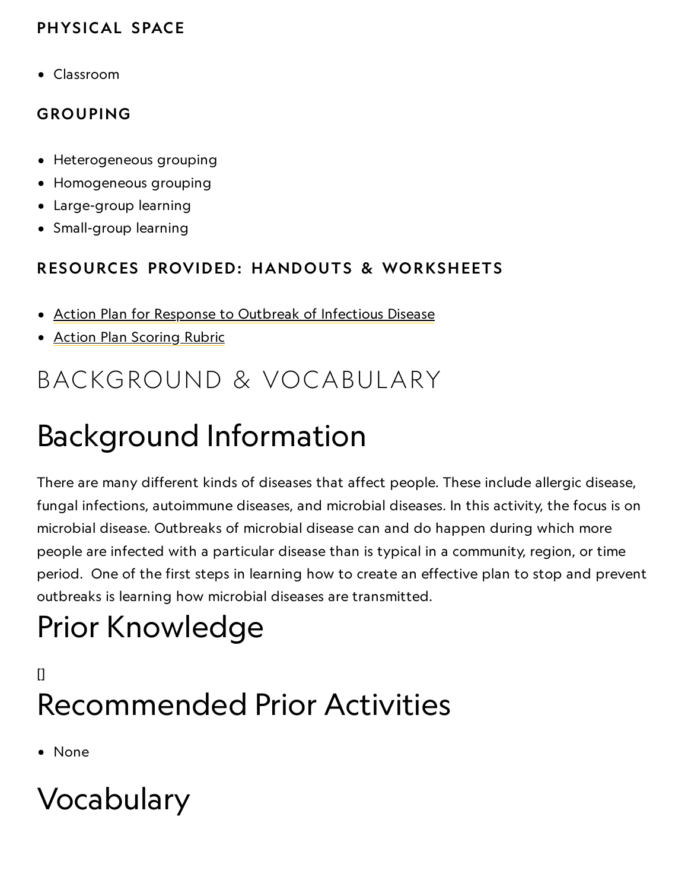### PHYSICAL SPACE

- Classroom

### GROUPING

- Heterogeneous grouping
- Homogeneous grouping
- Large-group learning
- Small-group learning

### RESOURCES PROVIDED: HANDOUTS & WORKSHEETS

- Action Plan for Response to Outbreak of Infectious Disease
- Action Plan Scoring Rubric

# BACKGROUND & VOCABULARY

## Background Information

There are many different kinds of diseases that affect people. These include allergic disease, fungal infections, autoimmune diseases, and microbial diseases. In this activity, the focus is on microbial disease. Outbreaks of microbial disease can and do happen during which more people are infected with a particular disease than is typical in a community, region, or time period. One of the first steps in learning how to create an effective plan to stop and prevent outbreaks is learning how microbial diseases are transmitted.

## Prior Knowledge

[]

## Recommended Prior Activities

- None

## Vocabulary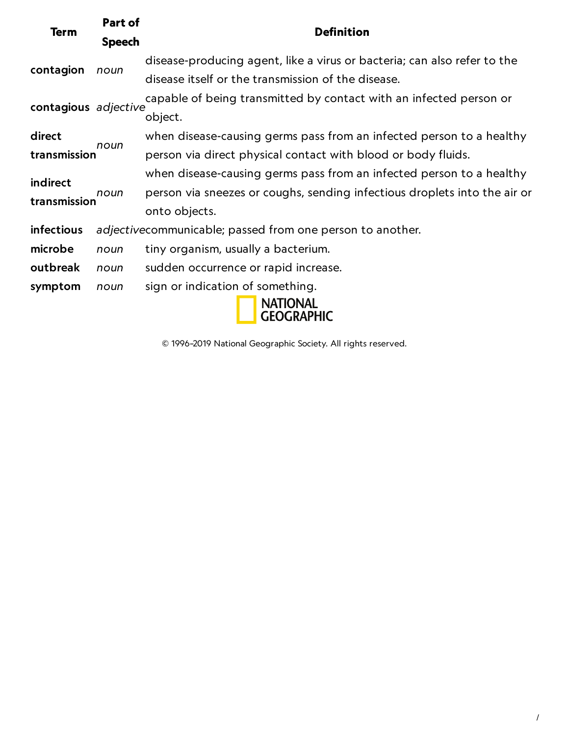| Term | Part of Speech | Definition |
|---|---|---|
| **contagion** | *noun* | disease-producing agent, like a virus or bacteria; can also refer to the disease itself or the transmission of the disease. |
| **contagious** | *adjective* | capable of being transmitted by contact with an infected person or object. |
| **direct transmission** | *noun* | when disease-causing germs pass from an infected person to a healthy person via direct physical contact with blood or body fluids. |
| **indirect transmission** | *noun* | when disease-causing germs pass from an infected person to a healthy person via sneezes or coughs, sending infectious droplets into the air or onto objects. |
| **infectious** | *adjective* | communicable; passed from one person to another. |
| **microbe** | *noun* | tiny organism, usually a bacterium. |
| **outbreak** | *noun* | sudden occurrence or rapid increase. |
| **symptom** | *noun* | sign or indication of something. |

NATIONAL GEOGRAPHIC

© 1996–2019 National Geographic Society. All rights reserved.